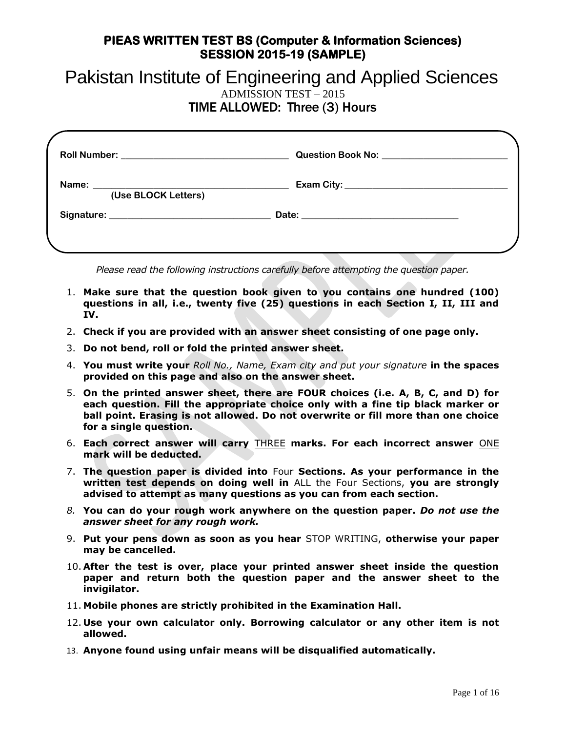# PIEAS WRITTEN TEST BS (Computer & Information Sciences)
## SESSION 2015-19 (SAMPLE)

# Pakistan Institute of Engineering and Applied Sciences

ADMISSION TEST – 2015

**TIME ALLOWED: Three (3) Hours**

**Roll Number:** ______________________________ **Question Book No:** ______________________

**Name:** ____________________________________ **Exam City:** ____________________________
**(Use BLOCK Letters)**

**Signature:** _____________________________ **Date:** ____________________________

*Please read the following instructions carefully before attempting the question paper.*

1. **Make sure that the question book given to you contains one hundred (100) questions in all, i.e., twenty five (25) questions in each Section I, II, III and IV.**
2. **Check if you are provided with an answer sheet consisting of one page only.**
3. **Do not bend, roll or fold the printed answer sheet.**
4. **You must write your** *Roll No., Name, Exam city and put your signature* **in the spaces provided on this page and also on the answer sheet.**
5. **On the printed answer sheet, there are FOUR choices (i.e. A, B, C, and D) for each question. Fill the appropriate choice only with a fine tip black marker or ball point. Erasing is not allowed. Do not overwrite or fill more than one choice for a single question.**
6. **Each correct answer will carry** THREE **marks. For each incorrect answer** ONE **mark will be deducted.**
7. **The question paper is divided into** Four **Sections. As your performance in the written test depends on doing well in** ALL the Four Sections, **you are strongly advised to attempt as many questions as you can from each section.**
8. **You can do your rough work anywhere on the question paper.** ***Do not use the answer sheet for any rough work.***
9. **Put your pens down as soon as you hear** STOP WRITING, **otherwise your paper may be cancelled.**
10. **After the test is over, place your printed answer sheet inside the question paper and return both the question paper and the answer sheet to the invigilator.**
11. **Mobile phones are strictly prohibited in the Examination Hall.**
12. **Use your own calculator only. Borrowing calculator or any other item is not allowed.**
13. **Anyone found using unfair means will be disqualified automatically.**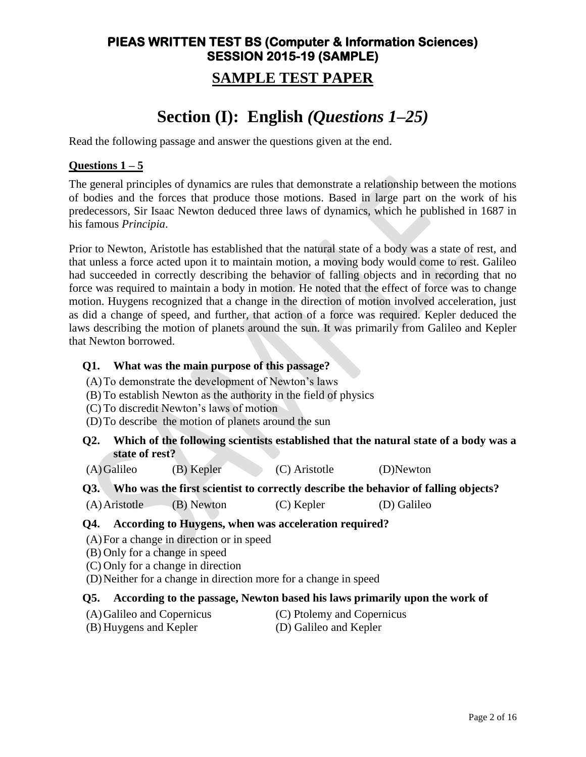# PIEAS WRITTEN TEST BS (Computer & Information Sciences) SESSION 2015-19 (SAMPLE)

## SAMPLE TEST PAPER

# Section (I): English *(Questions 1–25)*

Read the following passage and answer the questions given at the end.

**Questions 1 – 5**

The general principles of dynamics are rules that demonstrate a relationship between the motions of bodies and the forces that produce those motions. Based in large part on the work of his predecessors, Sir Isaac Newton deduced three laws of dynamics, which he published in 1687 in his famous *Principia*.

Prior to Newton, Aristotle has established that the natural state of a body was a state of rest, and that unless a force acted upon it to maintain motion, a moving body would come to rest. Galileo had succeeded in correctly describing the behavior of falling objects and in recording that no force was required to maintain a body in motion. He noted that the effect of force was to change motion. Huygens recognized that a change in the direction of motion involved acceleration, just as did a change of speed, and further, that action of a force was required. Kepler deduced the laws describing the motion of planets around the sun. It was primarily from Galileo and Kepler that Newton borrowed.

**Q1. What was the main purpose of this passage?**

(A) To demonstrate the development of Newton's laws
(B) To establish Newton as the authority in the field of physics
(C) To discredit Newton's laws of motion
(D) To describe the motion of planets around the sun

**Q2. Which of the following scientists established that the natural state of a body was a state of rest?**

(A) Galileo (B) Kepler (C) Aristotle (D) Newton

**Q3. Who was the first scientist to correctly describe the behavior of falling objects?**

(A) Aristotle (B) Newton (C) Kepler (D) Galileo

**Q4. According to Huygens, when was acceleration required?**

(A) For a change in direction or in speed
(B) Only for a change in speed
(C) Only for a change in direction
(D) Neither for a change in direction more for a change in speed

**Q5. According to the passage, Newton based his laws primarily upon the work of**

(A) Galileo and Copernicus
(B) Huygens and Kepler
(C) Ptolemy and Copernicus
(D) Galileo and Kepler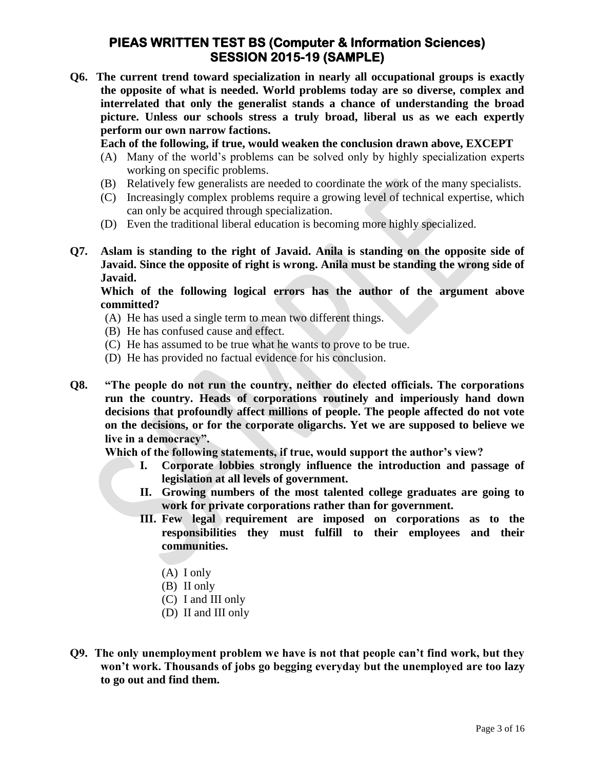**Q6. The current trend toward specialization in nearly all occupational groups is exactly the opposite of what is needed. World problems today are so diverse, complex and interrelated that only the generalist stands a chance of understanding the broad picture. Unless our schools stress a truly broad, liberal us as we each expertly perform our own narrow factions.**

**Each of the following, if true, would weaken the conclusion drawn above, EXCEPT**

(A) Many of the world's problems can be solved only by highly specialization experts working on specific problems.
(B) Relatively few generalists are needed to coordinate the work of the many specialists.
(C) Increasingly complex problems require a growing level of technical expertise, which can only be acquired through specialization.
(D) Even the traditional liberal education is becoming more highly specialized.

**Q7. Aslam is standing to the right of Javaid. Anila is standing on the opposite side of Javaid. Since the opposite of right is wrong. Anila must be standing the wrong side of Javaid.**

**Which of the following logical errors has the author of the argument above committed?**

(A) He has used a single term to mean two different things.
(B) He has confused cause and effect.
(C) He has assumed to be true what he wants to prove to be true.
(D) He has provided no factual evidence for his conclusion.

**Q8. "The people do not run the country, neither do elected officials. The corporations run the country. Heads of corporations routinely and imperiously hand down decisions that profoundly affect millions of people. The people affected do not vote on the decisions, or for the corporate oligarchs. Yet we are supposed to believe we live in a democracy".**

**Which of the following statements, if true, would support the author's view?**

**I. Corporate lobbies strongly influence the introduction and passage of legislation at all levels of government.**

**II. Growing numbers of the most talented college graduates are going to work for private corporations rather than for government.**

**III. Few legal requirement are imposed on corporations as to the responsibilities they must fulfill to their employees and their communities.**

(A) I only
(B) II only
(C) I and III only
(D) II and III only

**Q9. The only unemployment problem we have is not that people can't find work, but they won't work. Thousands of jobs go begging everyday but the unemployed are too lazy to go out and find them.**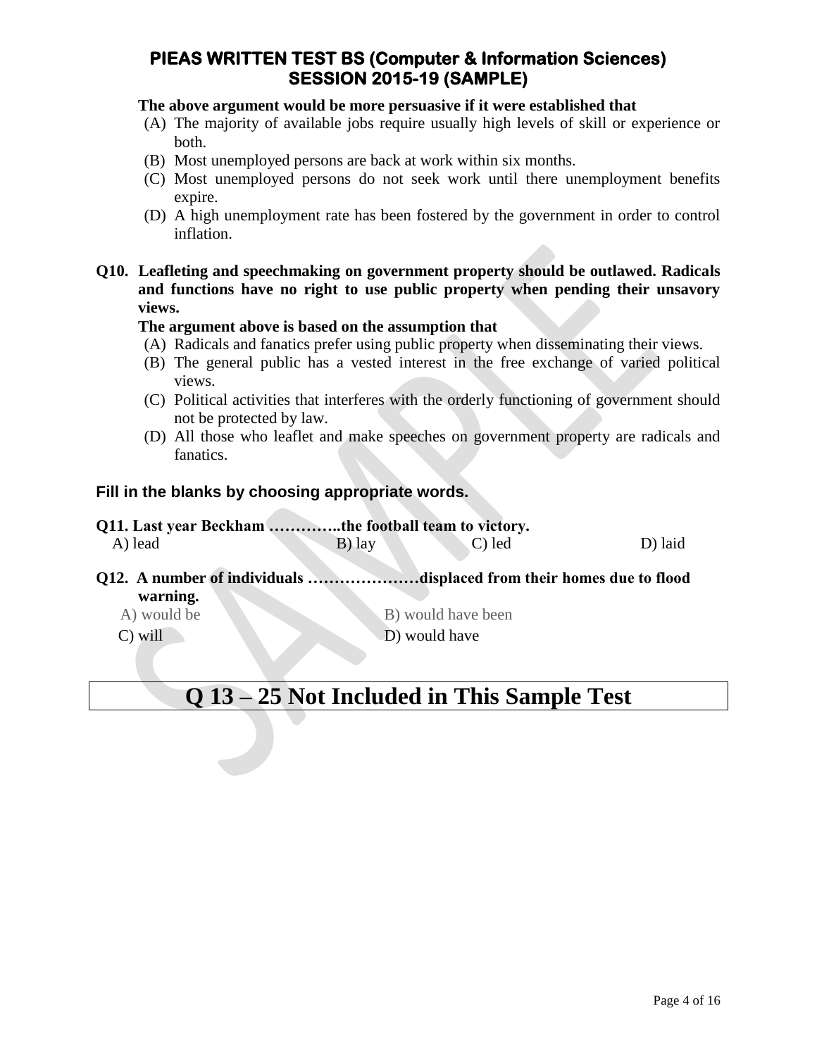**The above argument would be more persuasive if it were established that**

(A) The majority of available jobs require usually high levels of skill or experience or both.
(B) Most unemployed persons are back at work within six months.
(C) Most unemployed persons do not seek work until there unemployment benefits expire.
(D) A high unemployment rate has been fostered by the government in order to control inflation.

**Q10. Leafleting and speechmaking on government property should be outlawed. Radicals and functions have no right to use public property when pending their unsavory views.**

**The argument above is based on the assumption that**

(A) Radicals and fanatics prefer using public property when disseminating their views.
(B) The general public has a vested interest in the free exchange of varied political views.
(C) Political activities that interferes with the orderly functioning of government should not be protected by law.
(D) All those who leaflet and make speeches on government property are radicals and fanatics.

## Fill in the blanks by choosing appropriate words.

**Q11. Last year Beckham …………..the football team to victory.**

A) lead B) lay C) led D) laid

**Q12. A number of individuals …………………displaced from their homes due to flood warning.**

A) would be
B) would have been
C) will
D) would have

# Q 13 – 25 Not Included in This Sample Test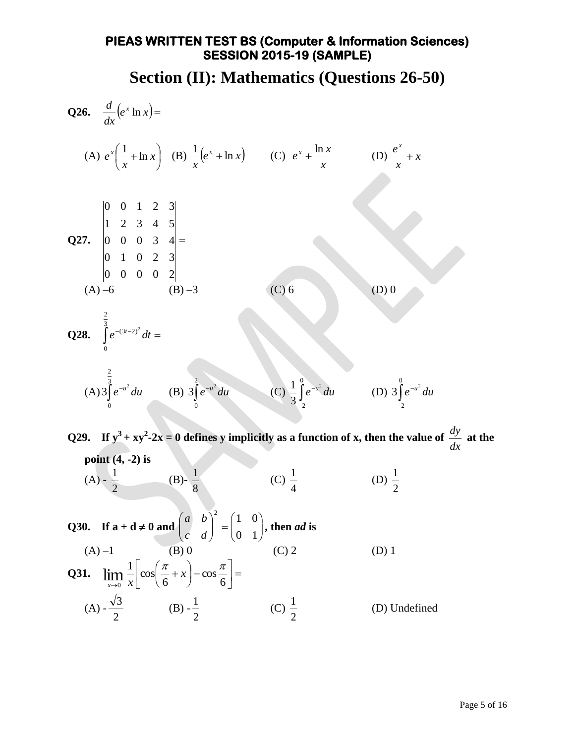**PIEAS WRITTEN TEST BS (Computer & Information Sciences)**
**SESSION 2015-19 (SAMPLE)**

# Section (II): Mathematics (Questions 26-50)

**Q26.** $\frac{d}{dx}\left(e^x \ln x\right) =$

(A) $e^x\left(\frac{1}{x} + \ln x\right)$ (B) $\frac{1}{x}\left(e^x + \ln x\right)$ (C) $e^x + \frac{\ln x}{x}$ (D) $\frac{e^x}{x} + x$

**Q27.** $\begin{vmatrix} 0 & 0 & 1 & 2 & 3 \\ 1 & 2 & 3 & 4 & 5 \\ 0 & 0 & 0 & 3 & 4 \\ 0 & 1 & 0 & 2 & 3 \\ 0 & 0 & 0 & 0 & 2 \end{vmatrix} =$

(A) –6 (B) –3 (C) 6 (D) 0

**Q28.** $\int_0^{\frac{2}{3}} e^{-(3t-2)^2}\, dt =$

(A) $3\int_0^{\frac{2}{3}} e^{-u^2}\, du$ (B) $3\int_0^{2} e^{-u^2}\, du$ (C) $\frac{1}{3}\int_{-2}^{0} e^{-u^2}\, du$ (D) $3\int_{-2}^{0} e^{-u^2}\, du$

**Q29. If $y^3 + xy^2 - 2x = 0$ defines y implicitly as a function of x, then the value of $\frac{dy}{dx}$ at the point (4, -2) is**

(A) $-\frac{1}{2}$ (B) $-\frac{1}{8}$ (C) $\frac{1}{4}$ (D) $\frac{1}{2}$

**Q30. If $a + d \neq 0$ and $\begin{pmatrix} a & b \\ c & d \end{pmatrix}^2 = \begin{pmatrix} 1 & 0 \\ 0 & 1 \end{pmatrix}$, then *ad* is**

(A) –1 (B) 0 (C) 2 (D) 1

**Q31.** $\lim_{x \to 0} \frac{1}{x}\left[\cos\left(\frac{\pi}{6} + x\right) - \cos\frac{\pi}{6}\right] =$

(A) $-\frac{\sqrt{3}}{2}$ (B) $-\frac{1}{2}$ (C) $\frac{1}{2}$ (D) Undefined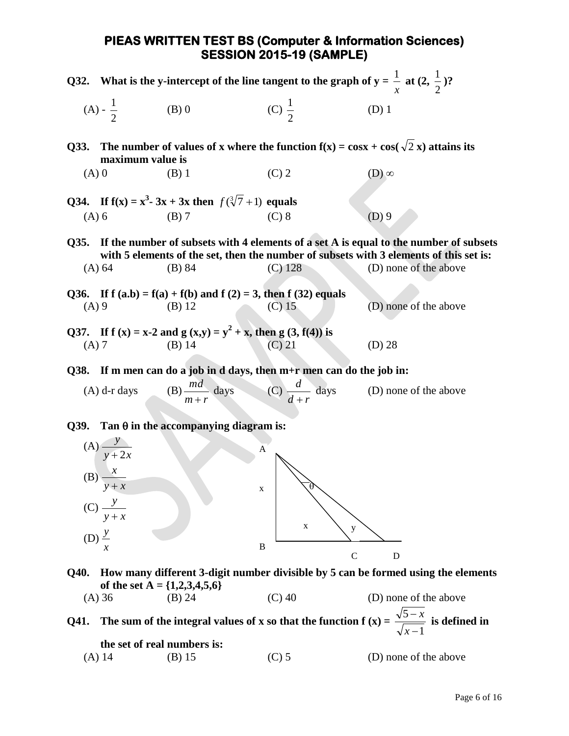# PIEAS WRITTEN TEST BS (Computer & Information Sciences) SESSION 2015-19 (SAMPLE)

**Q32. What is the y-intercept of the line tangent to the graph of y = $\frac{1}{x}$ at (2, $\frac{1}{2}$)?**

(A) - $\frac{1}{2}$ (B) 0 (C) $\frac{1}{2}$ (D) 1

**Q33. The number of values of x where the function f(x) = cosx + cos($\sqrt{2}$ x) attains its maximum value is**

(A) 0 (B) 1 (C) 2 (D) $\infty$

**Q34. If f(x) = $x^3$- 3x + 3x then $f(\sqrt[3]{7}+1)$ equals**

(A) 6 (B) 7 (C) 8 (D) 9

**Q35. If the number of subsets with 4 elements of a set A is equal to the number of subsets with 5 elements of the set, then the number of subsets with 3 elements of this set is:**

(A) 64 (B) 84 (C) 128 (D) none of the above

**Q36. If f (a.b) = f(a) + f(b) and f (2) = 3, then f (32) equals**

(A) 9 (B) 12 (C) 15 (D) none of the above

**Q37. If f (x) = x-2 and g (x,y) = $y^2$ + x, then g (3, f(4)) is**

(A) 7 (B) 14 (C) 21 (D) 28

**Q38. If m men can do a job in d days, then m+r men can do the job in:**

(A) d-r days (B) $\frac{md}{m+r}$ days (C) $\frac{d}{d+r}$ days (D) none of the above

**Q39. Tan $\theta$ in the accompanying diagram is:**

(A) $\frac{y}{y+2x}$

(B) $\frac{x}{y+x}$

(C) $\frac{y}{y+x}$

(D) $\frac{y}{x}$

**Q40. How many different 3-digit number divisible by 5 can be formed using the elements of the set A = {1,2,3,4,5,6}**

(A) 36 (B) 24 (C) 40 (D) none of the above

**Q41. The sum of the integral values of x so that the function f (x) = $\frac{\sqrt{5-x}}{\sqrt{x-1}}$ is defined in the set of real numbers is:**

(A) 14 (B) 15 (C) 5 (D) none of the above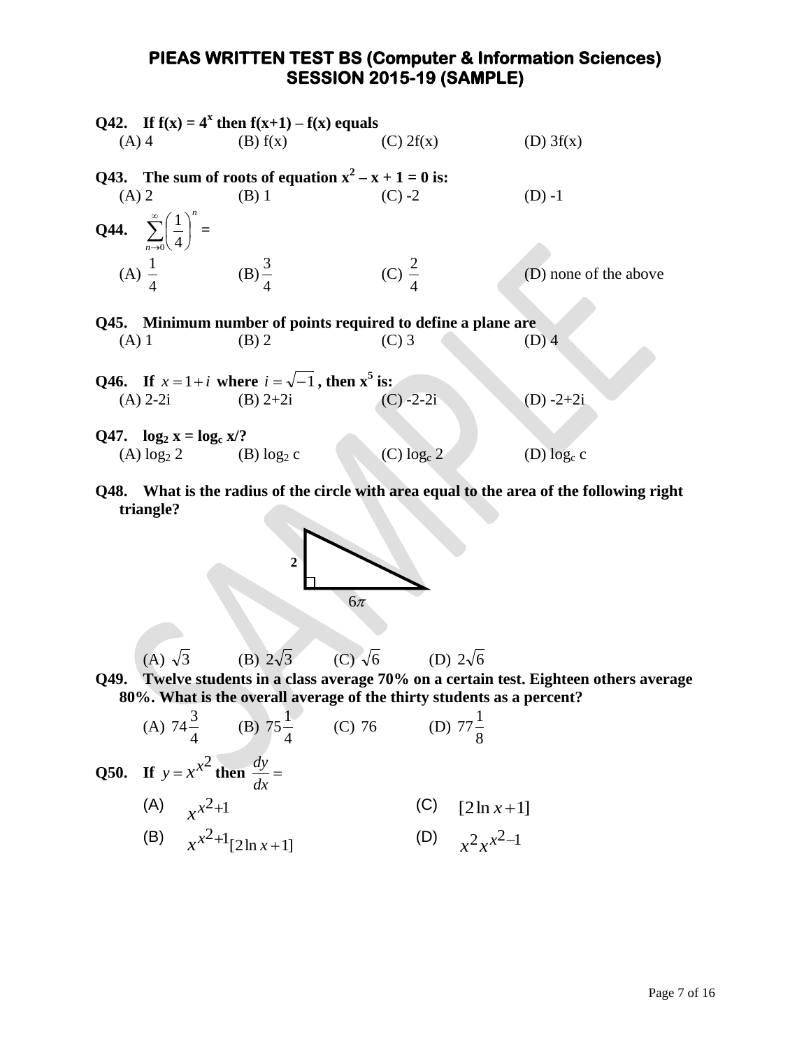# PIEAS WRITTEN TEST BS (Computer & Information Sciences) SESSION 2015-19 (SAMPLE)

**Q42. If $f(x) = 4^x$ then $f(x+1) – f(x)$ equals**

(A) 4 (B) f(x) (C) 2f(x) (D) 3f(x)

**Q43. The sum of roots of equation $x^2 – x + 1 = 0$ is:**

(A) 2 (B) 1 (C) -2 (D) -1

**Q44.** $\sum_{n \to 0}^{\infty} \left(\frac{1}{4}\right)^n =$

(A) $\frac{1}{4}$ (B) $\frac{3}{4}$ (C) $\frac{2}{4}$ (D) none of the above

**Q45. Minimum number of points required to define a plane are**

(A) 1 (B) 2 (C) 3 (D) 4

**Q46. If $x = 1 + i$ where $i = \sqrt{-1}$, then $x^5$ is:**

(A) 2-2i (B) 2+2i (C) -2-2i (D) -2+2i

**Q47. $\log_2 x = \log_c x/?$**

(A) $\log_2 2$ (B) $\log_2 c$ (C) $\log_c 2$ (D) $\log_c c$

**Q48. What is the radius of the circle with area equal to the area of the following right triangle?**

(Right triangle with legs 2 and $6\pi$)

(A) $\sqrt{3}$ (B) $2\sqrt{3}$ (C) $\sqrt{6}$ (D) $2\sqrt{6}$

**Q49. Twelve students in a class average 70% on a certain test. Eighteen others average 80%. What is the overall average of the thirty students as a percent?**

(A) $74\frac{3}{4}$ (B) $75\frac{1}{4}$ (C) 76 (D) $77\frac{1}{8}$

**Q50. If $y = x^{x^2}$ then $\frac{dy}{dx} =$**

(A) $x^{x^2+1}$

(B) $x^{x^2+1}[2\ln x + 1]$

(C) $[2\ln x + 1]$

(D) $x^2 x^{x^2-1}$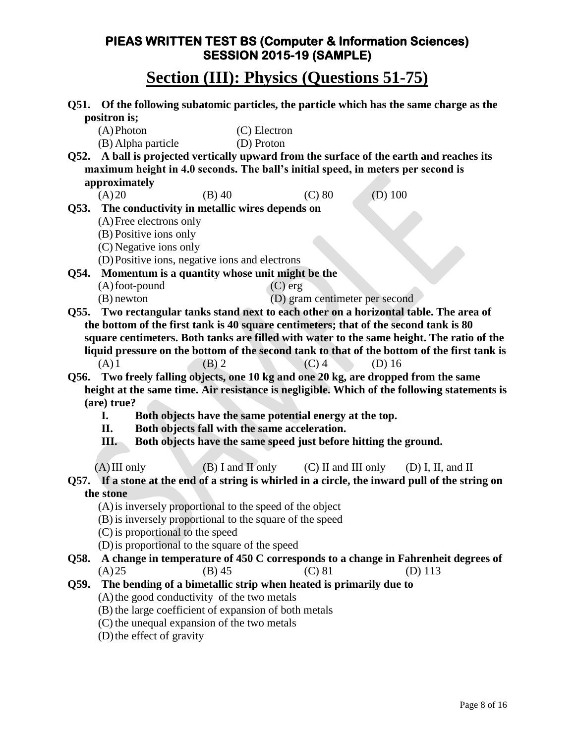# PIEAS WRITTEN TEST BS (Computer & Information Sciences)
# SESSION 2015-19 (SAMPLE)

## Section (III): Physics (Questions 51-75)

**Q51. Of the following subatomic particles, the particle which has the same charge as the positron is;**

(A) Photon
(B) Alpha particle
(C) Electron
(D) Proton

**Q52. A ball is projected vertically upward from the surface of the earth and reaches its maximum height in 4.0 seconds. The ball's initial speed, in meters per second is approximately**

(A) 20  (B) 40  (C) 80  (D) 100

**Q53. The conductivity in metallic wires depends on**

(A) Free electrons only
(B) Positive ions only
(C) Negative ions only
(D) Positive ions, negative ions and electrons

**Q54. Momentum is a quantity whose unit might be the**

(A) foot-pound
(B) newton
(C) erg
(D) gram centimeter per second

**Q55. Two rectangular tanks stand next to each other on a horizontal table. The area of the bottom of the first tank is 40 square centimeters; that of the second tank is 80 square centimeters. Both tanks are filled with water to the same height. The ratio of the liquid pressure on the bottom of the second tank to that of the bottom of the first tank is**

(A) 1  (B) 2  (C) 4  (D) 16

**Q56. Two freely falling objects, one 10 kg and one 20 kg, are dropped from the same height at the same time. Air resistance is negligible. Which of the following statements is (are) true?**

**I. Both objects have the same potential energy at the top.**
**II. Both objects fall with the same acceleration.**
**III. Both objects have the same speed just before hitting the ground.**

(A) III only  (B) I and II only  (C) II and III only  (D) I, II, and II

**Q57. If a stone at the end of a string is whirled in a circle, the inward pull of the string on the stone**

(A) is inversely proportional to the speed of the object
(B) is inversely proportional to the square of the speed
(C) is proportional to the speed
(D) is proportional to the square of the speed

**Q58. A change in temperature of 450 C corresponds to a change in Fahrenheit degrees of**

(A) 25  (B) 45  (C) 81  (D) 113

**Q59. The bending of a bimetallic strip when heated is primarily due to**

(A) the good conductivity of the two metals
(B) the large coefficient of expansion of both metals
(C) the unequal expansion of the two metals
(D) the effect of gravity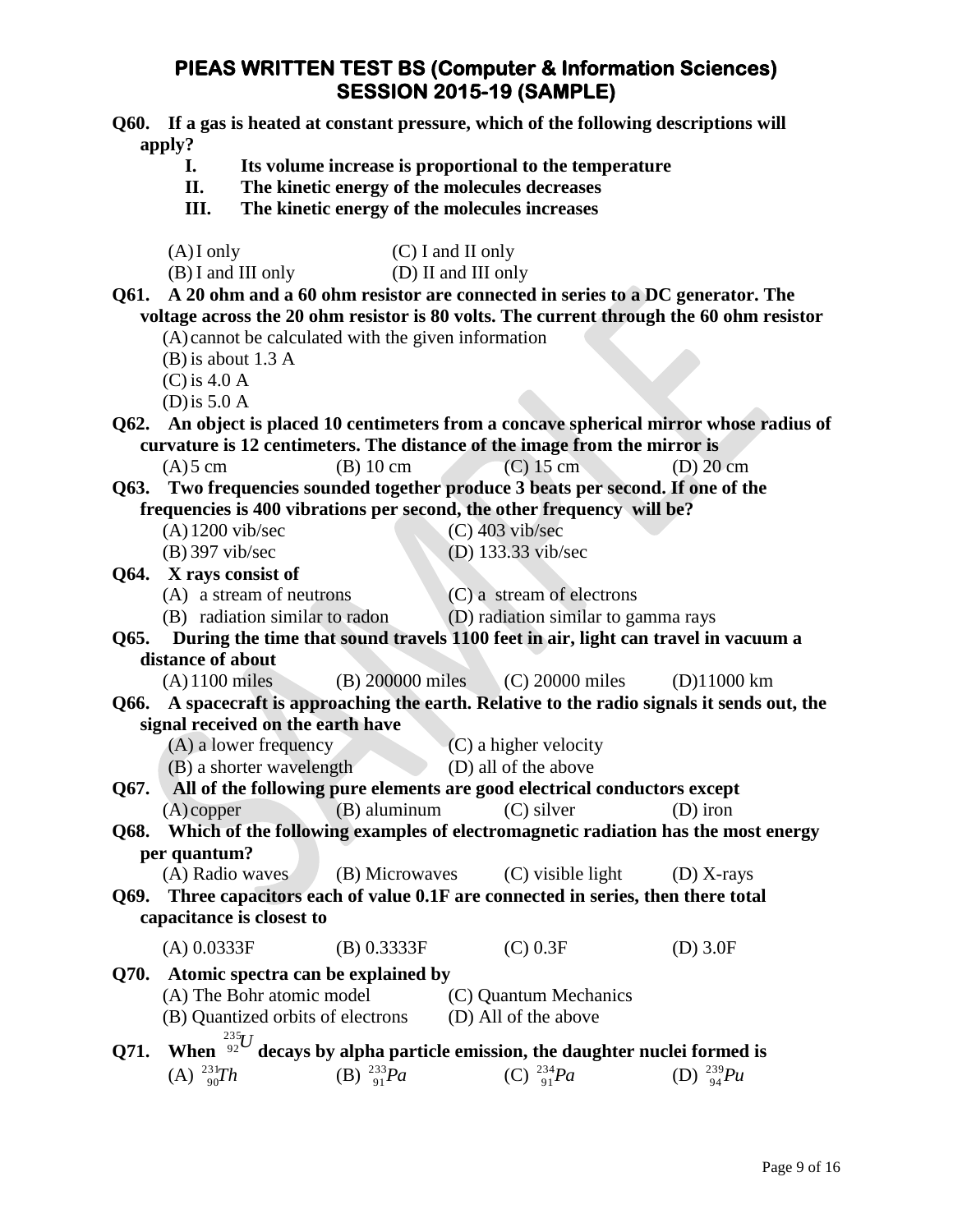# PIEAS WRITTEN TEST BS (Computer & Information Sciences) SESSION 2015-19 (SAMPLE)

**Q60. If a gas is heated at constant pressure, which of the following descriptions will apply?**

**I. Its volume increase is proportional to the temperature**

**II. The kinetic energy of the molecules decreases**

**III. The kinetic energy of the molecules increases**

(A) I only (C) I and II only

(B) I and III only (D) II and III only

**Q61. A 20 ohm and a 60 ohm resistor are connected in series to a DC generator. The voltage across the 20 ohm resistor is 80 volts. The current through the 60 ohm resistor**

(A) cannot be calculated with the given information

(B) is about 1.3 A

(C) is 4.0 A

(D) is 5.0 A

**Q62. An object is placed 10 centimeters from a concave spherical mirror whose radius of curvature is 12 centimeters. The distance of the image from the mirror is**

(A) 5 cm (B) 10 cm (C) 15 cm (D) 20 cm

**Q63. Two frequencies sounded together produce 3 beats per second. If one of the frequencies is 400 vibrations per second, the other frequency will be?**

(A) 1200 vib/sec (C) 403 vib/sec

(B) 397 vib/sec (D) 133.33 vib/sec

**Q64. X rays consist of**

(A) a stream of neutrons (C) a stream of electrons

(B) radiation similar to radon (D) radiation similar to gamma rays

**Q65. During the time that sound travels 1100 feet in air, light can travel in vacuum a distance of about**

(A) 1100 miles (B) 200000 miles (C) 20000 miles (D) 11000 km

**Q66. A spacecraft is approaching the earth. Relative to the radio signals it sends out, the signal received on the earth have**

(A) a lower frequency (C) a higher velocity

(B) a shorter wavelength (D) all of the above

**Q67. All of the following pure elements are good electrical conductors except**

(A) copper (B) aluminum (C) silver (D) iron

**Q68. Which of the following examples of electromagnetic radiation has the most energy per quantum?**

(A) Radio waves (B) Microwaves (C) visible light (D) X-rays

**Q69. Three capacitors each of value 0.1F are connected in series, then there total capacitance is closest to**

(A) 0.0333F (B) 0.3333F (C) 0.3F (D) 3.0F

**Q70. Atomic spectra can be explained by**

(A) The Bohr atomic model (C) Quantum Mechanics

(B) Quantized orbits of electrons (D) All of the above

**Q71. When $^{235}_{92}U$ decays by alpha particle emission, the daughter nuclei formed is**

(A) $^{231}_{90}Th$ (B) $^{233}_{91}Pa$ (C) $^{234}_{91}Pa$ (D) $^{239}_{94}Pu$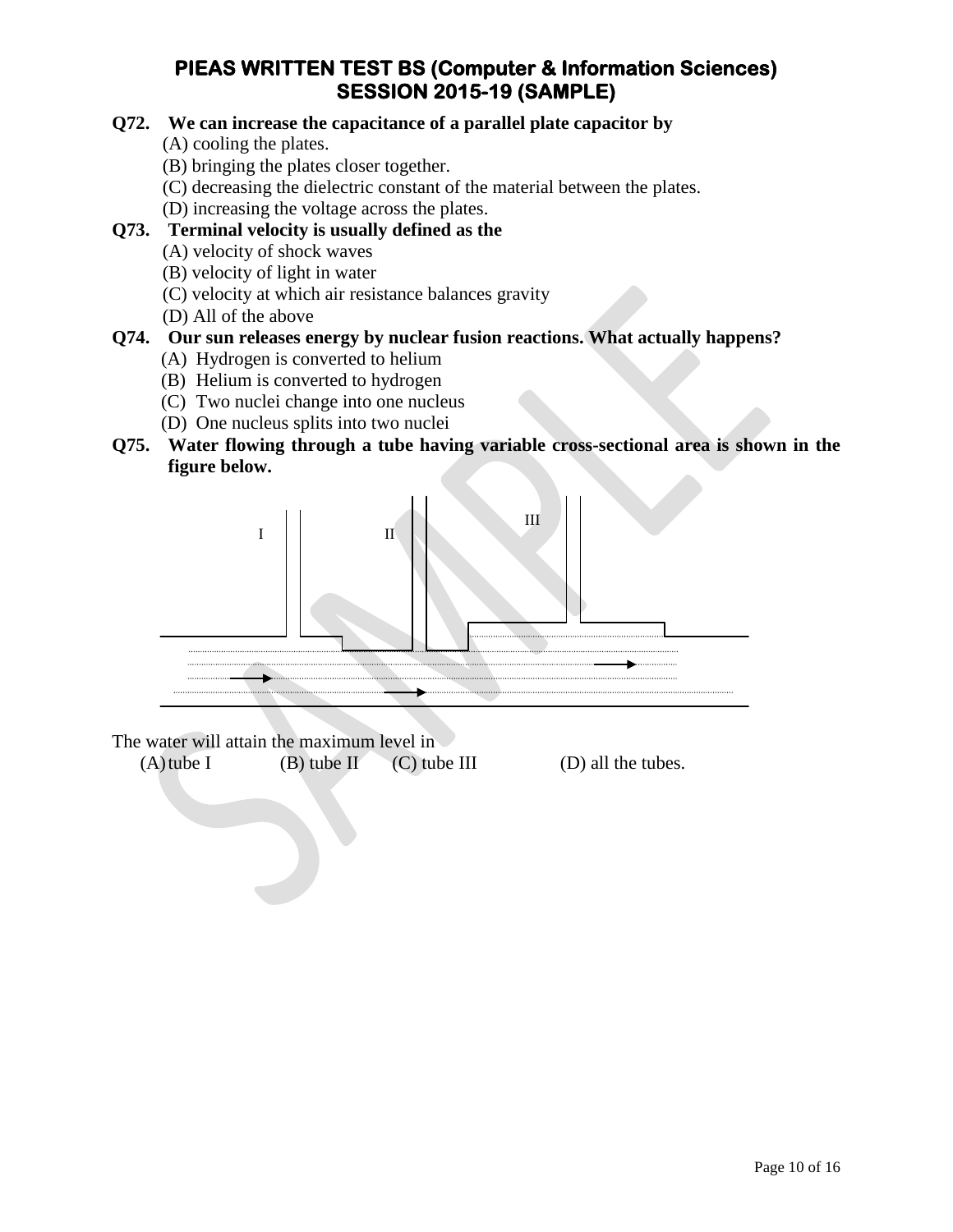**Q72. We can increase the capacitance of a parallel plate capacitor by**

(A) cooling the plates.
(B) bringing the plates closer together.
(C) decreasing the dielectric constant of the material between the plates.
(D) increasing the voltage across the plates.

**Q73. Terminal velocity is usually defined as the**

(A) velocity of shock waves
(B) velocity of light in water
(C) velocity at which air resistance balances gravity
(D) All of the above

**Q74. Our sun releases energy by nuclear fusion reactions. What actually happens?**

(A) Hydrogen is converted to helium
(B) Helium is converted to hydrogen
(C) Two nuclei change into one nucleus
(D) One nucleus splits into two nuclei

**Q75. Water flowing through a tube having variable cross-sectional area is shown in the figure below.**

I II III

The water will attain the maximum level in

(A) tube I (B) tube II (C) tube III (D) all the tubes.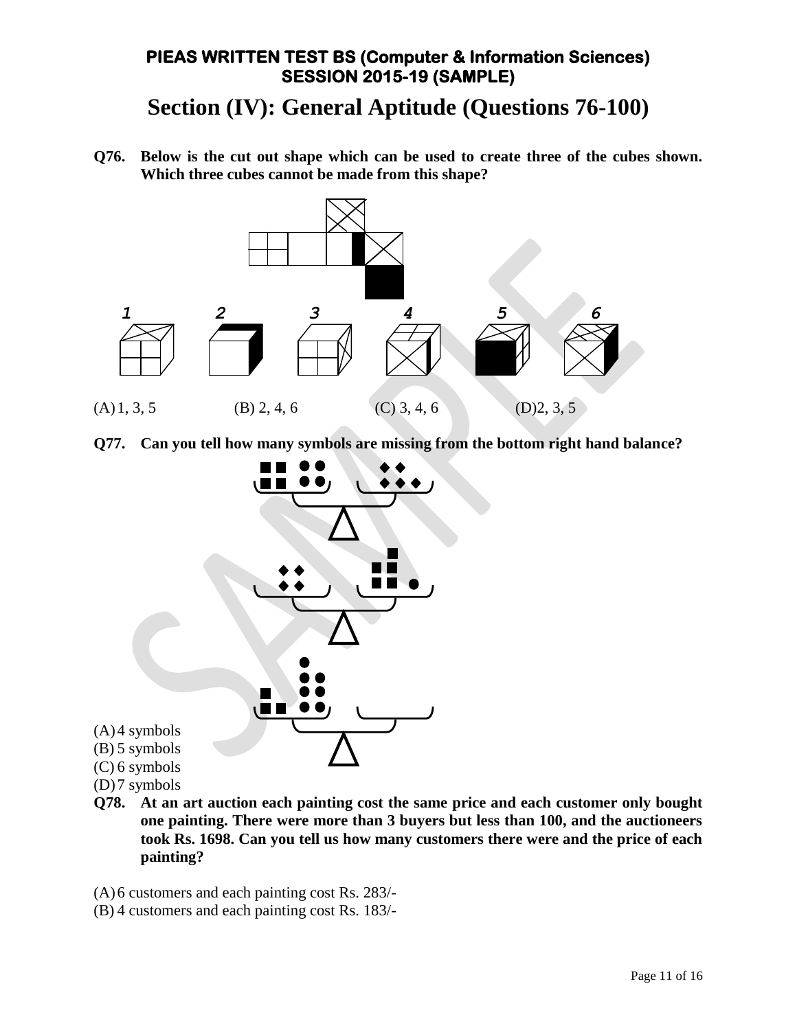**PIEAS WRITTEN TEST BS (Computer & Information Sciences)**
**SESSION 2015-19 (SAMPLE)**

# Section (IV): General Aptitude (Questions 76-100)

**Q76. Below is the cut out shape which can be used to create three of the cubes shown. Which three cubes cannot be made from this shape?**

1 2 3 4 5 6

(A) 1, 3, 5 (B) 2, 4, 6 (C) 3, 4, 6 (D) 2, 3, 5

**Q77. Can you tell how many symbols are missing from the bottom right hand balance?**

(A) 4 symbols
(B) 5 symbols
(C) 6 symbols
(D) 7 symbols

**Q78. At an art auction each painting cost the same price and each customer only bought one painting. There were more than 3 buyers but less than 100, and the auctioneers took Rs. 1698. Can you tell us how many customers there were and the price of each painting?**

(A) 6 customers and each painting cost Rs. 283/-
(B) 4 customers and each painting cost Rs. 183/-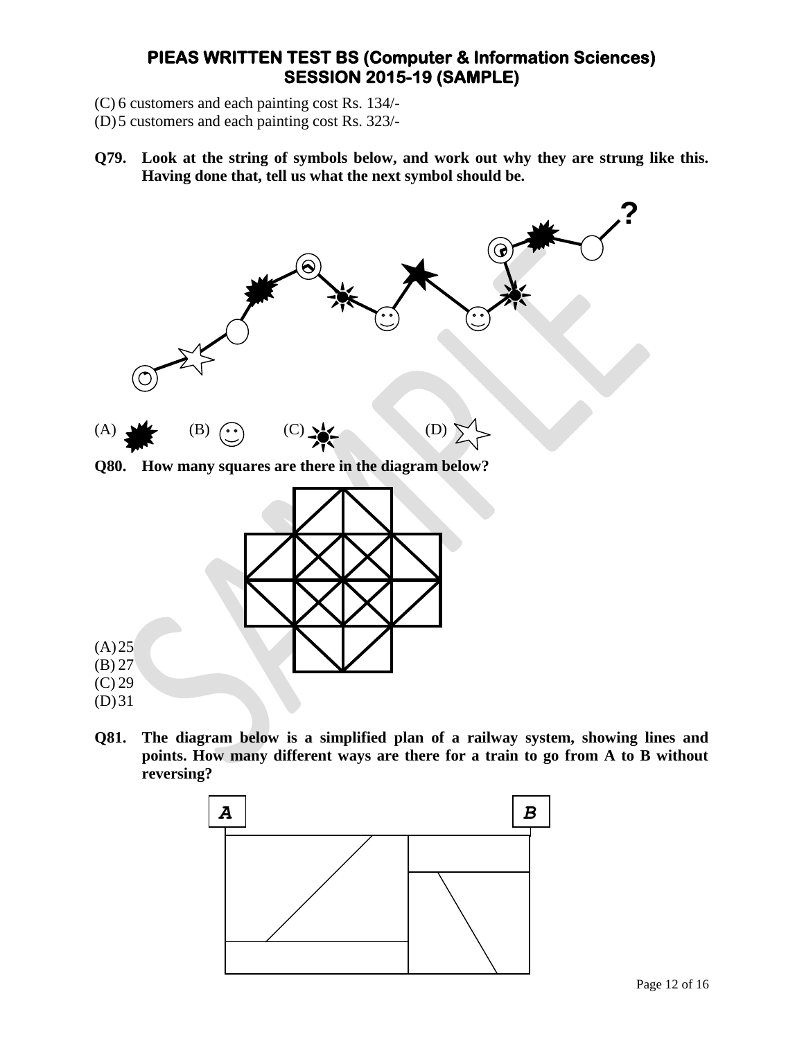(C) 6 customers and each painting cost Rs. 134/-
(D) 5 customers and each painting cost Rs. 323/-

**Q79. Look at the string of symbols below, and work out why they are strung like this. Having done that, tell us what the next symbol should be.**

(A) (B) (C) (D)

**Q80. How many squares are there in the diagram below?**

(A) 25
(B) 27
(C) 29
(D) 31

**Q81. The diagram below is a simplified plan of a railway system, showing lines and points. How many different ways are there for a train to go from A to B without reversing?**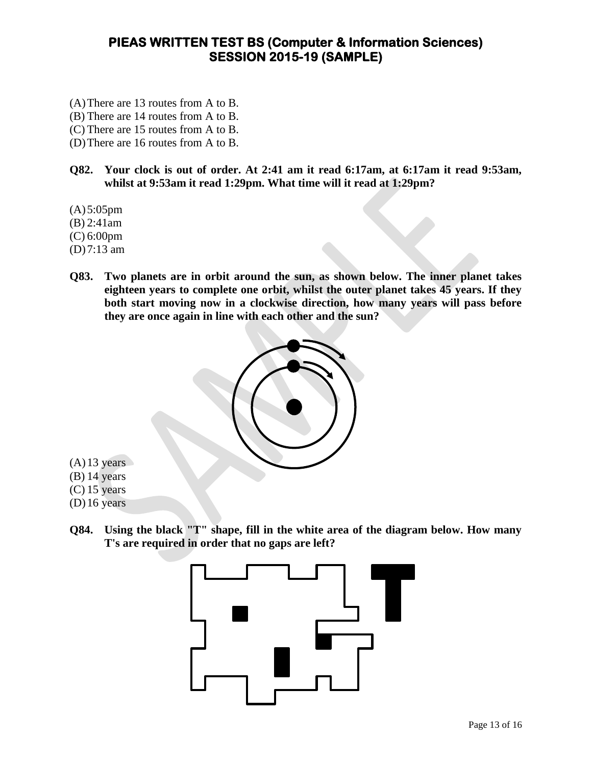(A) There are 13 routes from A to B.
(B) There are 14 routes from A to B.
(C) There are 15 routes from A to B.
(D) There are 16 routes from A to B.

**Q82. Your clock is out of order. At 2:41 am it read 6:17am, at 6:17am it read 9:53am, whilst at 9:53am it read 1:29pm. What time will it read at 1:29pm?**

(A) 5:05pm
(B) 2:41am
(C) 6:00pm
(D) 7:13 am

**Q83. Two planets are in orbit around the sun, as shown below. The inner planet takes eighteen years to complete one orbit, whilst the outer planet takes 45 years. If they both start moving now in a clockwise direction, how many years will pass before they are once again in line with each other and the sun?**

(A) 13 years
(B) 14 years
(C) 15 years
(D) 16 years

**Q84. Using the black "T" shape, fill in the white area of the diagram below. How many T's are required in order that no gaps are left?**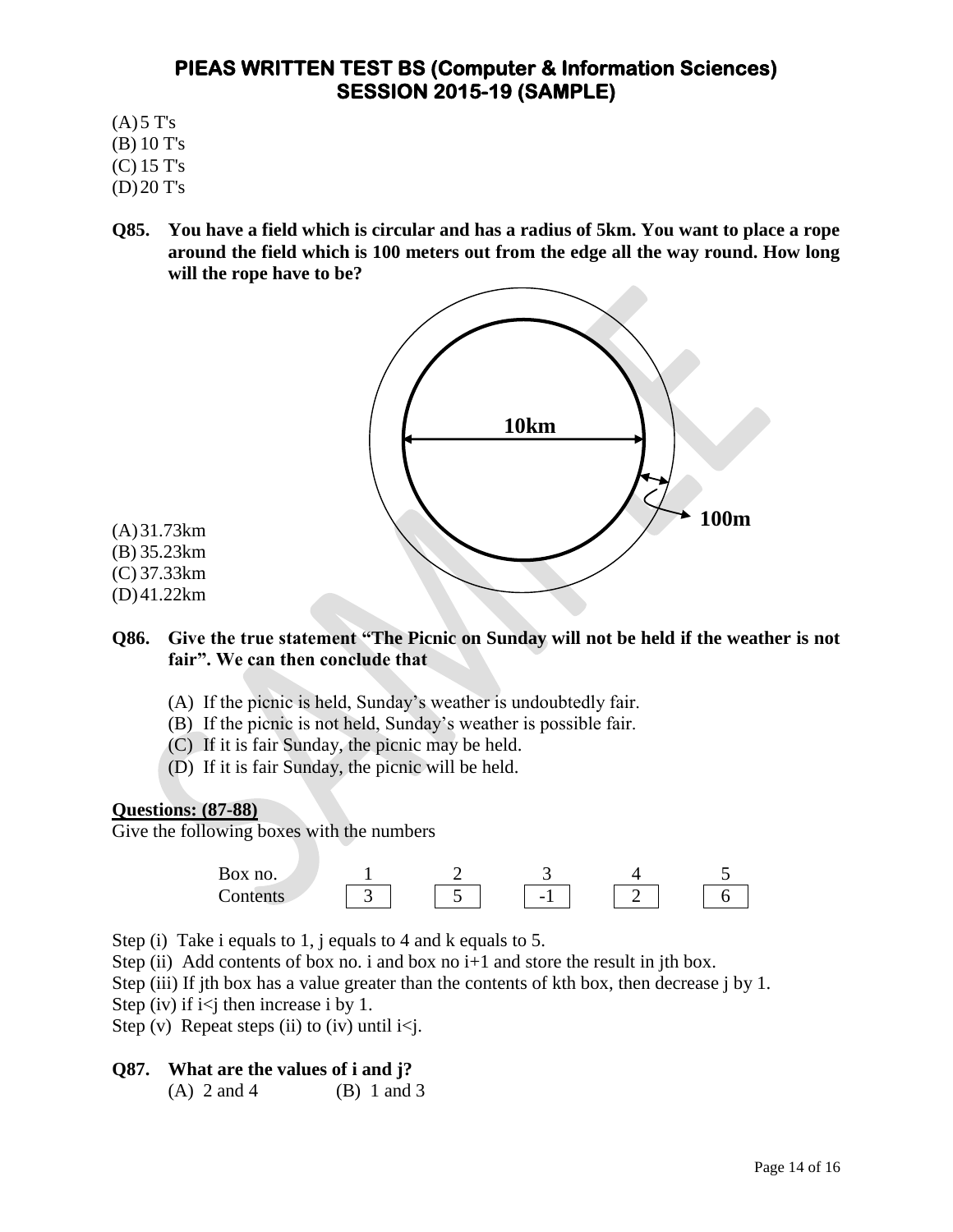# PIEAS WRITTEN TEST BS (Computer & Information Sciences) SESSION 2015-19 (SAMPLE)

(A) 5 T's
(B) 10 T's
(C) 15 T's
(D) 20 T's

**Q85. You have a field which is circular and has a radius of 5km. You want to place a rope around the field which is 100 meters out from the edge all the way round. How long will the rope have to be?**

10km

100m

(A) 31.73km
(B) 35.23km
(C) 37.33km
(D) 41.22km

**Q86. Give the true statement "The Picnic on Sunday will not be held if the weather is not fair". We can then conclude that**

(A) If the picnic is held, Sunday's weather is undoubtedly fair.
(B) If the picnic is not held, Sunday's weather is possible fair.
(C) If it is fair Sunday, the picnic may be held.
(D) If it is fair Sunday, the picnic will be held.

**Questions: (87-88)**

Give the following boxes with the numbers

| Box no. | 1 | 2 | 3 | 4 | 5 |
|---|---|---|---|---|---|
| Contents | 3 | 5 | -1 | 2 | 6 |

Step (i) Take i equals to 1, j equals to 4 and k equals to 5.
Step (ii) Add contents of box no. i and box no i+1 and store the result in jth box.
Step (iii) If jth box has a value greater than the contents of kth box, then decrease j by 1.
Step (iv) if i<j then increase i by 1.
Step (v) Repeat steps (ii) to (iv) until i<j.

**Q87. What are the values of i and j?**

(A) 2 and 4 (B) 1 and 3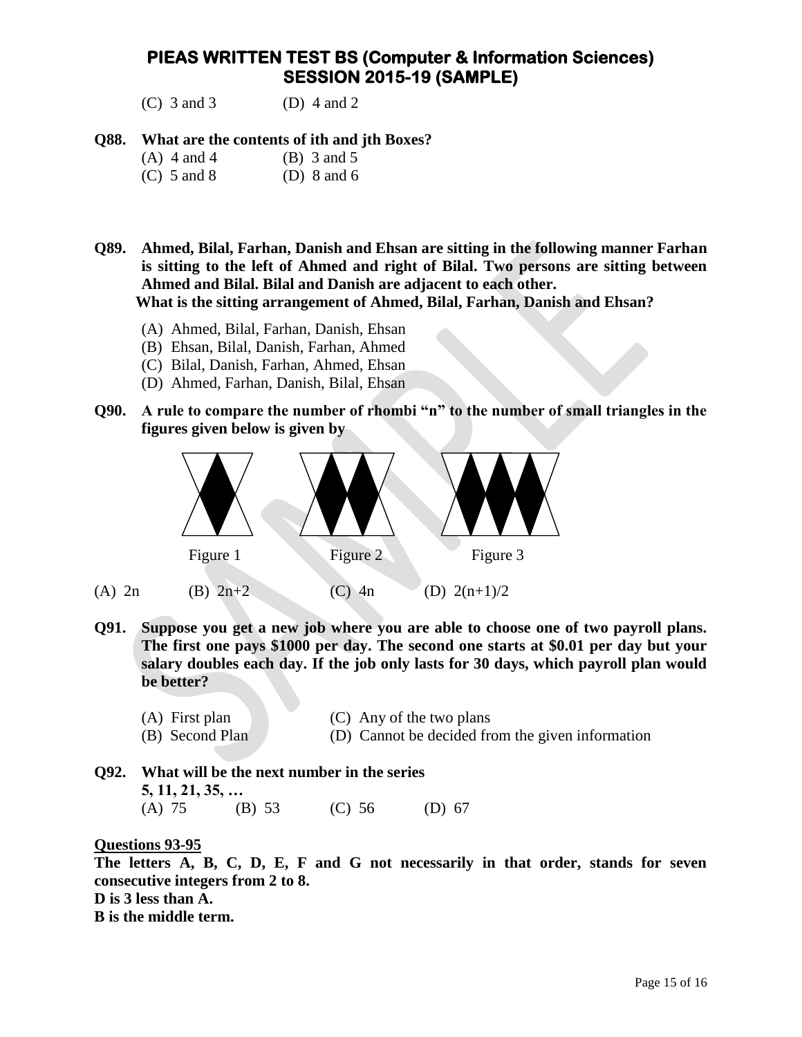(C) 3 and 3 (D) 4 and 2

**Q88. What are the contents of ith and jth Boxes?**

(A) 4 and 4 (B) 3 and 5
(C) 5 and 8 (D) 8 and 6

**Q89. Ahmed, Bilal, Farhan, Danish and Ehsan are sitting in the following manner Farhan is sitting to the left of Ahmed and right of Bilal. Two persons are sitting between Ahmed and Bilal. Bilal and Danish are adjacent to each other.**
**What is the sitting arrangement of Ahmed, Bilal, Farhan, Danish and Ehsan?**

(A) Ahmed, Bilal, Farhan, Danish, Ehsan
(B) Ehsan, Bilal, Danish, Farhan, Ahmed
(C) Bilal, Danish, Farhan, Ahmed, Ehsan
(D) Ahmed, Farhan, Danish, Bilal, Ehsan

**Q90. A rule to compare the number of rhombi "n" to the number of small triangles in the figures given below is given by**

Figure 1 Figure 2 Figure 3

(A) $2n$ (B) $2n+2$ (C) $4n$ (D) $2(n+1)/2$

**Q91. Suppose you get a new job where you are able to choose one of two payroll plans. The first one pays $1000 per day. The second one starts at $0.01 per day but your salary doubles each day. If the job only lasts for 30 days, which payroll plan would be better?**

(A) First plan (C) Any of the two plans
(B) Second Plan (D) Cannot be decided from the given information

**Q92. What will be the next number in the series**
**5, 11, 21, 35, …**

(A) 75 (B) 53 (C) 56 (D) 67

**Questions 93-95**

**The letters A, B, C, D, E, F and G not necessarily in that order, stands for seven consecutive integers from 2 to 8.**
**D is 3 less than A.**
**B is the middle term.**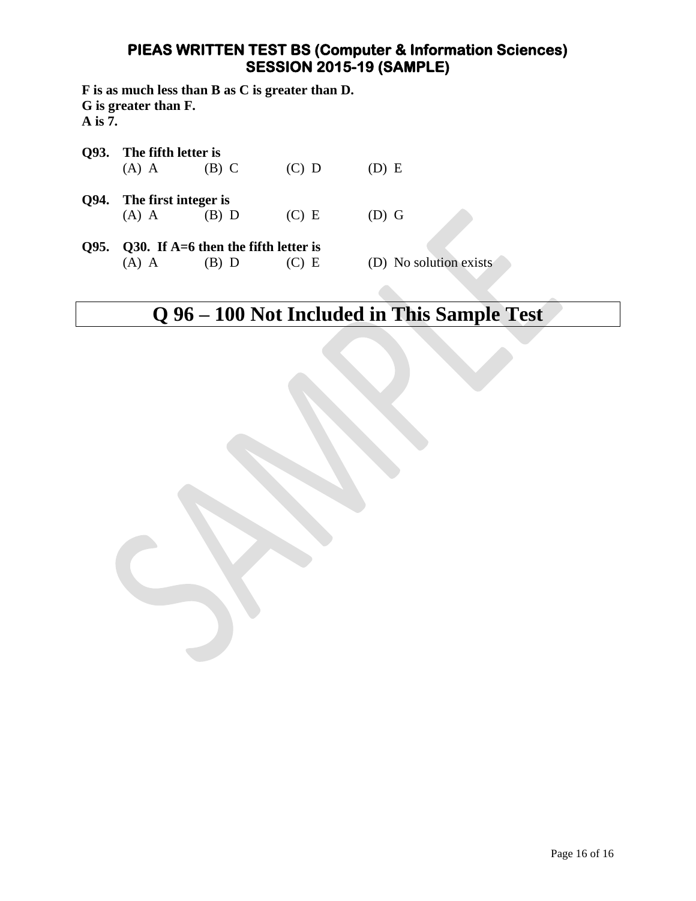**F is as much less than B as C is greater than D.**
**G is greater than F.**
**A is 7.**

**Q93.** **The fifth letter is**
(A) A (B) C (C) D (D) E

**Q94.** **The first integer is**
(A) A (B) D (C) E (D) G

**Q95.** **Q30. If A=6 then the fifth letter is**
(A) A (B) D (C) E (D) No solution exists

| Q 96 – 100 Not Included in This Sample Test |
|---|